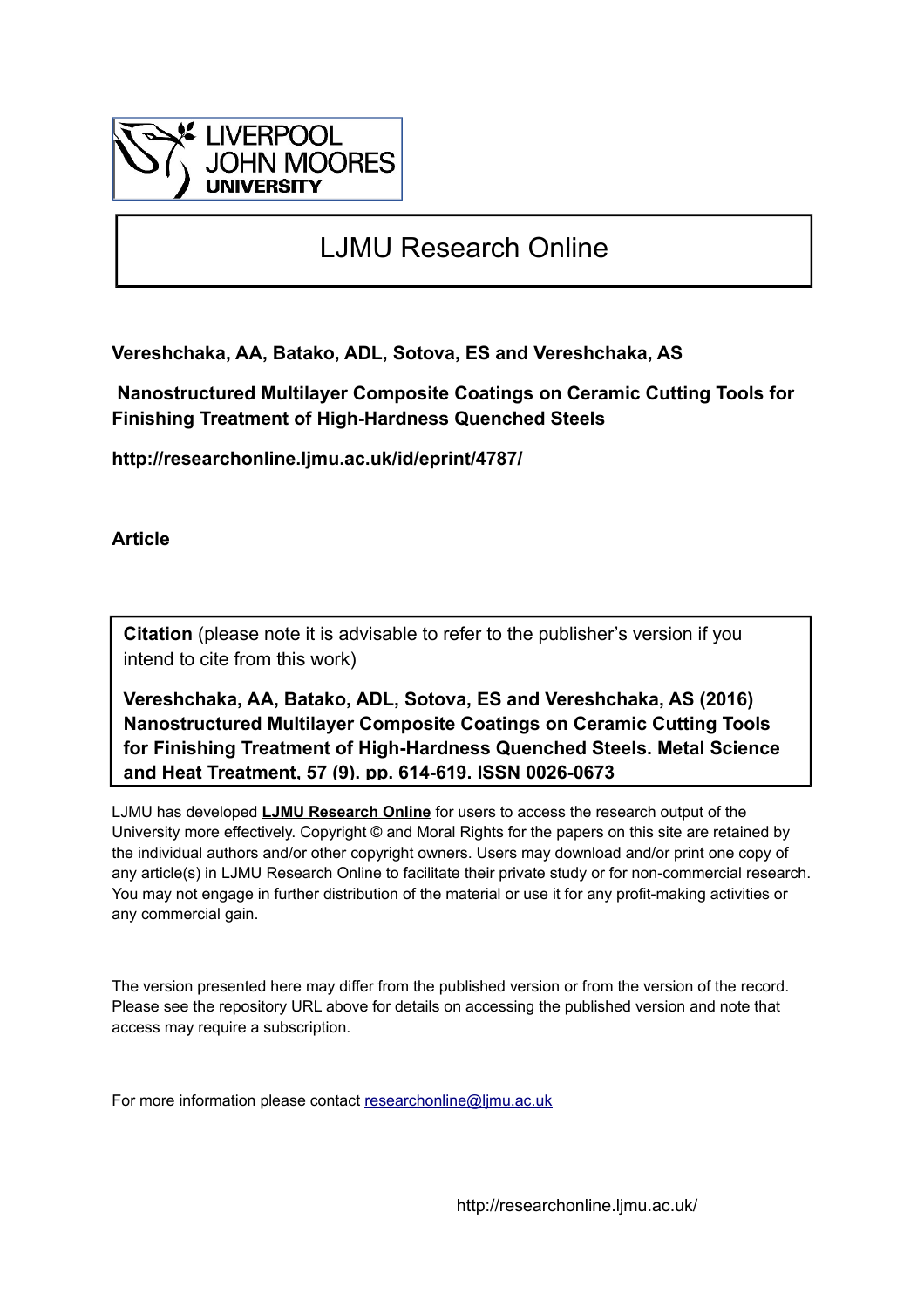LIVERPOOL JOHN MOORES UNIVERSITY

# LJMU Research Online

**Vereshchaka, AA, Batako, ADL, Sotova, ES and Vereshchaka, AS**

**Nanostructured Multilayer Composite Coatings on Ceramic Cutting Tools for Finishing Treatment of High-Hardness Quenched Steels**

**http://researchonline.ljmu.ac.uk/id/eprint/4787/**

**Article**

**Citation** (please note it is advisable to refer to the publisher's version if you intend to cite from this work)

**Vereshchaka, AA, Batako, ADL, Sotova, ES and Vereshchaka, AS (2016) Nanostructured Multilayer Composite Coatings on Ceramic Cutting Tools for Finishing Treatment of High-Hardness Quenched Steels. Metal Science and Heat Treatment, 57 (9). pp. 614-619. ISSN 0026-0673**

LJMU has developed **LJMU Research Online** for users to access the research output of the University more effectively. Copyright © and Moral Rights for the papers on this site are retained by the individual authors and/or other copyright owners. Users may download and/or print one copy of any article(s) in LJMU Research Online to facilitate their private study or for non-commercial research. You may not engage in further distribution of the material or use it for any profit-making activities or any commercial gain.

The version presented here may differ from the published version or from the version of the record. Please see the repository URL above for details on accessing the published version and note that access may require a subscription.

For more information please contact researchonline@ljmu.ac.uk

http://researchonline.ljmu.ac.uk/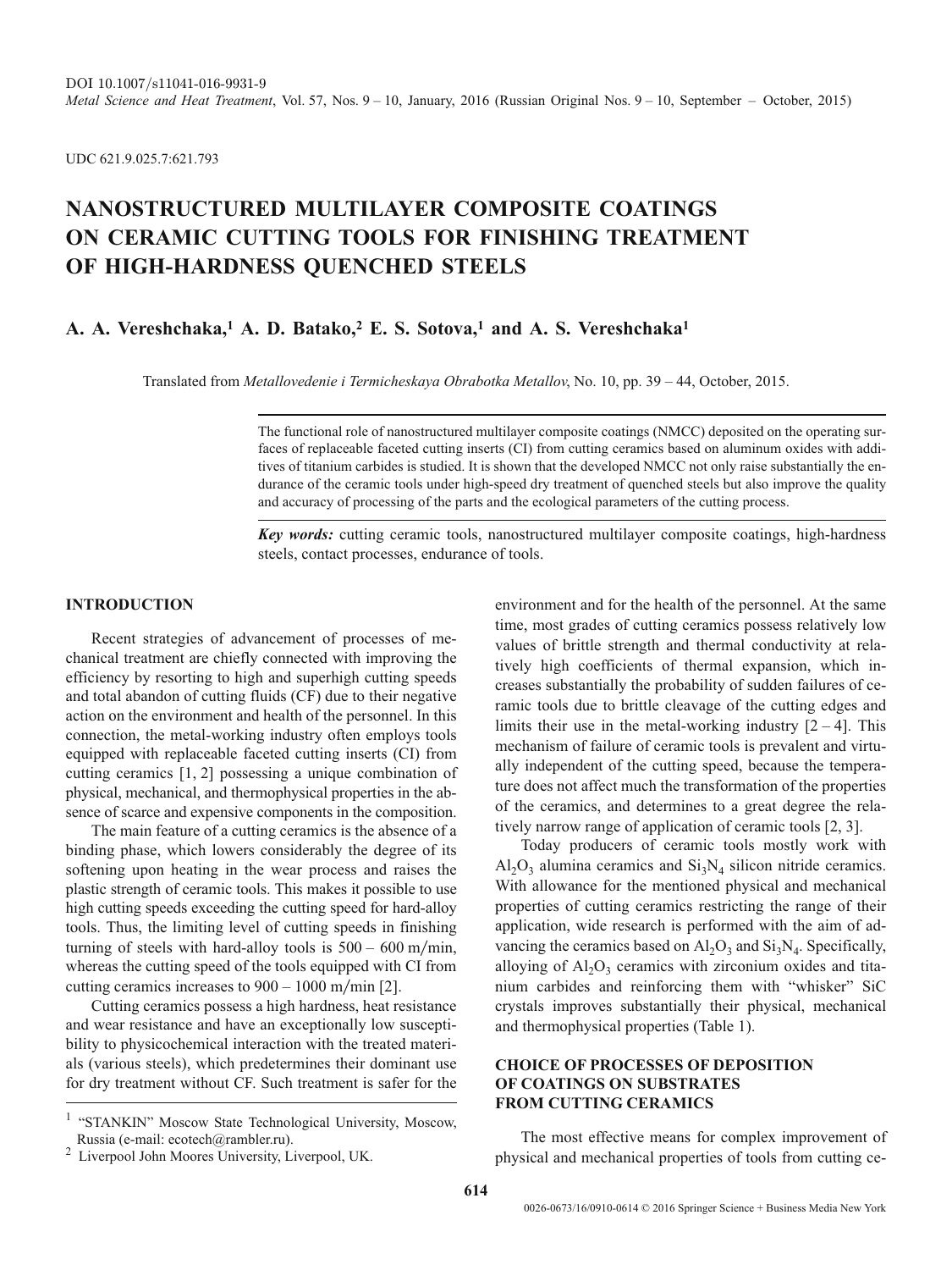DOI 10.1007/s11041-016-9931-9

*Metal Science and Heat Treatment*, Vol. 57, Nos. 9 – 10, January, 2016 (Russian Original Nos. 9 – 10, September – October, 2015)

UDC 621.9.025.7:621.793

# NANOSTRUCTURED MULTILAYER COMPOSITE COATINGS ON CERAMIC CUTTING TOOLS FOR FINISHING TREATMENT OF HIGH-HARDNESS QUENCHED STEELS

**A. A. Vereshchaka,[1] A. D. Batako,[2] E. S. Sotova,[1] and A. S. Vereshchaka[1]**

Translated from *Metallovedenie i Termicheskaya Obrabotka Metallov*, No. 10, pp. 39 – 44, October, 2015.

The functional role of nanostructured multilayer composite coatings (NMCC) deposited on the operating surfaces of replaceable faceted cutting inserts (CI) from cutting ceramics based on aluminum oxides with additives of titanium carbides is studied. It is shown that the developed NMCC not only raise substantially the endurance of the ceramic tools under high-speed dry treatment of quenched steels but also improve the quality and accuracy of processing of the parts and the ecological parameters of the cutting process.

***Key words:*** cutting ceramic tools, nanostructured multilayer composite coatings, high-hardness steels, contact processes, endurance of tools.

## INTRODUCTION

Recent strategies of advancement of processes of mechanical treatment are chiefly connected with improving the efficiency by resorting to high and superhigh cutting speeds and total abandon of cutting fluids (CF) due to their negative action on the environment and health of the personnel. In this connection, the metal-working industry often employs tools equipped with replaceable faceted cutting inserts (CI) from cutting ceramics [1, 2] possessing a unique combination of physical, mechanical, and thermophysical properties in the absence of scarce and expensive components in the composition.

The main feature of a cutting ceramics is the absence of a binding phase, which lowers considerably the degree of its softening upon heating in the wear process and raises the plastic strength of ceramic tools. This makes it possible to use high cutting speeds exceeding the cutting speed for hard-alloy tools. Thus, the limiting level of cutting speeds in finishing turning of steels with hard-alloy tools is 500 – 600 m/min, whereas the cutting speed of the tools equipped with CI from cutting ceramics increases to 900 – 1000 m/min [2].

Cutting ceramics possess a high hardness, heat resistance and wear resistance and have an exceptionally low susceptibility to physicochemical interaction with the treated materials (various steels), which predetermines their dominant use for dry treatment without CF. Such treatment is safer for the environment and for the health of the personnel. At the same time, most grades of cutting ceramics possess relatively low values of brittle strength and thermal conductivity at relatively high coefficients of thermal expansion, which increases substantially the probability of sudden failures of ceramic tools due to brittle cleavage of the cutting edges and limits their use in the metal-working industry [2 – 4]. This mechanism of failure of ceramic tools is prevalent and virtually independent of the cutting speed, because the temperature does not affect much the transformation of the properties of the ceramics, and determines to a great degree the relatively narrow range of application of ceramic tools [2, 3].

Today producers of ceramic tools mostly work with $Al_2O_3$ alumina ceramics and $Si_3N_4$ silicon nitride ceramics. With allowance for the mentioned physical and mechanical properties of cutting ceramics restricting the range of their application, wide research is performed with the aim of advancing the ceramics based on $Al_2O_3$ and $Si_3N_4$. Specifically, alloying of $Al_2O_3$ ceramics with zirconium oxides and titanium carbides and reinforcing them with "whisker" SiC crystals improves substantially their physical, mechanical and thermophysical properties (Table 1).

## CHOICE OF PROCESSES OF DEPOSITION OF COATINGS ON SUBSTRATES FROM CUTTING CERAMICS

The most effective means for complex improvement of physical and mechanical properties of tools from cutting ce-

[1] "STANKIN" Moscow State Technological University, Moscow, Russia (e-mail: ecotech@rambler.ru).

[2] Liverpool John Moores University, Liverpool, UK.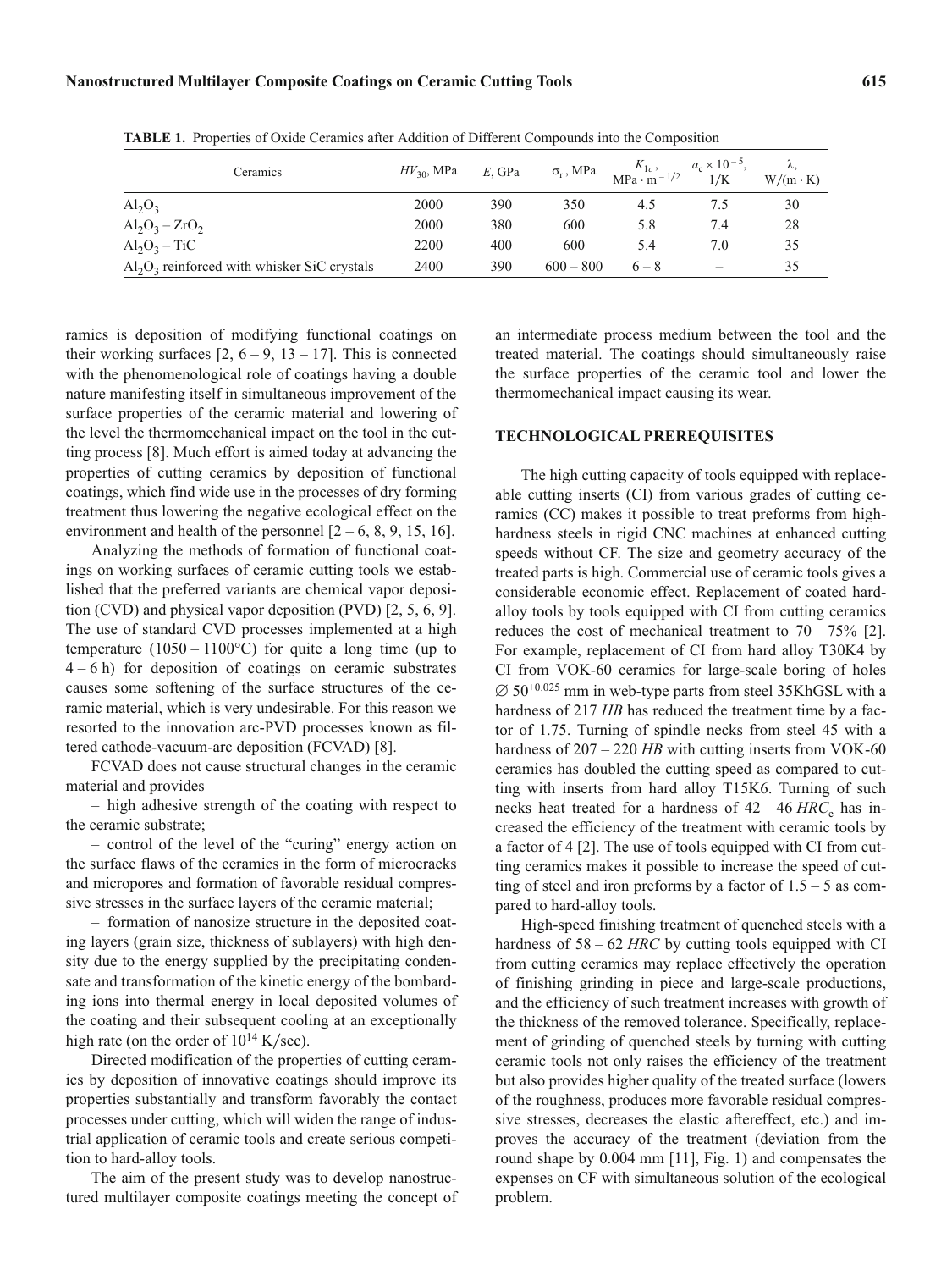**TABLE 1.** Properties of Oxide Ceramics after Addition of Different Compounds into the Composition

| Ceramics | $HV_{30}$, MPa | $E$, GPa | $\sigma_r$, MPa | $K_{1c}$, $\text{MPa} \cdot \text{m}^{-1/2}$ | $a_c \times 10^{-5}$, 1/K | $\lambda$, W/(m · K) |
|---|---|---|---|---|---|---|
| $Al_2O_3$ | 2000 | 390 | 350 | 4.5 | 7.5 | 30 |
| $Al_2O_3 - ZrO_2$ | 2000 | 380 | 600 | 5.8 | 7.4 | 28 |
| $Al_2O_3 - TiC$ | 2200 | 400 | 600 | 5.4 | 7.0 | 35 |
| $Al_2O_3$ reinforced with whisker SiC crystals | 2400 | 390 | 600 – 800 | 6 – 8 | – | 35 |

ramics is deposition of modifying functional coatings on their working surfaces [2, 6 – 9, 13 – 17]. This is connected with the phenomenological role of coatings having a double nature manifesting itself in simultaneous improvement of the surface properties of the ceramic material and lowering of the level the thermomechanical impact on the tool in the cutting process [8]. Much effort is aimed today at advancing the properties of cutting ceramics by deposition of functional coatings, which find wide use in the processes of dry forming treatment thus lowering the negative ecological effect on the environment and health of the personnel [2 – 6, 8, 9, 15, 16].

Analyzing the methods of formation of functional coatings on working surfaces of ceramic cutting tools we established that the preferred variants are chemical vapor deposition (CVD) and physical vapor deposition (PVD) [2, 5, 6, 9]. The use of standard CVD processes implemented at a high temperature (1050 – 1100°C) for quite a long time (up to 4 – 6 h) for deposition of coatings on ceramic substrates causes some softening of the surface structures of the ceramic material, which is very undesirable. For this reason we resorted to the innovation arc-PVD processes known as filtered cathode-vacuum-arc deposition (FCVAD) [8].

FCVAD does not cause structural changes in the ceramic material and provides

– high adhesive strength of the coating with respect to the ceramic substrate;

– control of the level of the "curing" energy action on the surface flaws of the ceramics in the form of microcracks and micropores and formation of favorable residual compressive stresses in the surface layers of the ceramic material;

– formation of nanosize structure in the deposited coating layers (grain size, thickness of sublayers) with high density due to the energy supplied by the precipitating condensate and transformation of the kinetic energy of the bombarding ions into thermal energy in local deposited volumes of the coating and their subsequent cooling at an exceptionally high rate (on the order of $10^{14}$ K/sec).

Directed modification of the properties of cutting ceramics by deposition of innovative coatings should improve its properties substantially and transform favorably the contact processes under cutting, which will widen the range of industrial application of ceramic tools and create serious competition to hard-alloy tools.

The aim of the present study was to develop nanostructured multilayer composite coatings meeting the concept of an intermediate process medium between the tool and the treated material. The coatings should simultaneously raise the surface properties of the ceramic tool and lower the thermomechanical impact causing its wear.

## TECHNOLOGICAL PREREQUISITES

The high cutting capacity of tools equipped with replaceable cutting inserts (CI) from various grades of cutting ceramics (CC) makes it possible to treat preforms from high-hardness steels in rigid CNC machines at enhanced cutting speeds without CF. The size and geometry accuracy of the treated parts is high. Commercial use of ceramic tools gives a considerable economic effect. Replacement of coated hard-alloy tools by tools equipped with CI from cutting ceramics reduces the cost of mechanical treatment to 70 – 75% [2]. For example, replacement of CI from hard alloy T30K4 by CI from VOK-60 ceramics for large-scale boring of holes $\varnothing\, 50^{+0.025}$ mm in web-type parts from steel 35KhGSL with a hardness of 217 *HB* has reduced the treatment time by a factor of 1.75. Turning of spindle necks from steel 45 with a hardness of 207 – 220 *HB* with cutting inserts from VOK-60 ceramics has doubled the cutting speed as compared to cutting with inserts from hard alloy T15K6. Turning of such necks heat treated for a hardness of 42 – 46 $HRC_e$ has increased the efficiency of the treatment with ceramic tools by a factor of 4 [2]. The use of tools equipped with CI from cutting ceramics makes it possible to increase the speed of cutting of steel and iron preforms by a factor of 1.5 – 5 as compared to hard-alloy tools.

High-speed finishing treatment of quenched steels with a hardness of 58 – 62 *HRC* by cutting tools equipped with CI from cutting ceramics may replace effectively the operation of finishing grinding in piece and large-scale productions, and the efficiency of such treatment increases with growth of the thickness of the removed tolerance. Specifically, replacement of grinding of quenched steels by turning with cutting ceramic tools not only raises the efficiency of the treatment but also provides higher quality of the treated surface (lowers of the roughness, produces more favorable residual compressive stresses, decreases the elastic aftereffect, etc.) and improves the accuracy of the treatment (deviation from the round shape by 0.004 mm [11], Fig. 1) and compensates the expenses on CF with simultaneous solution of the ecological problem.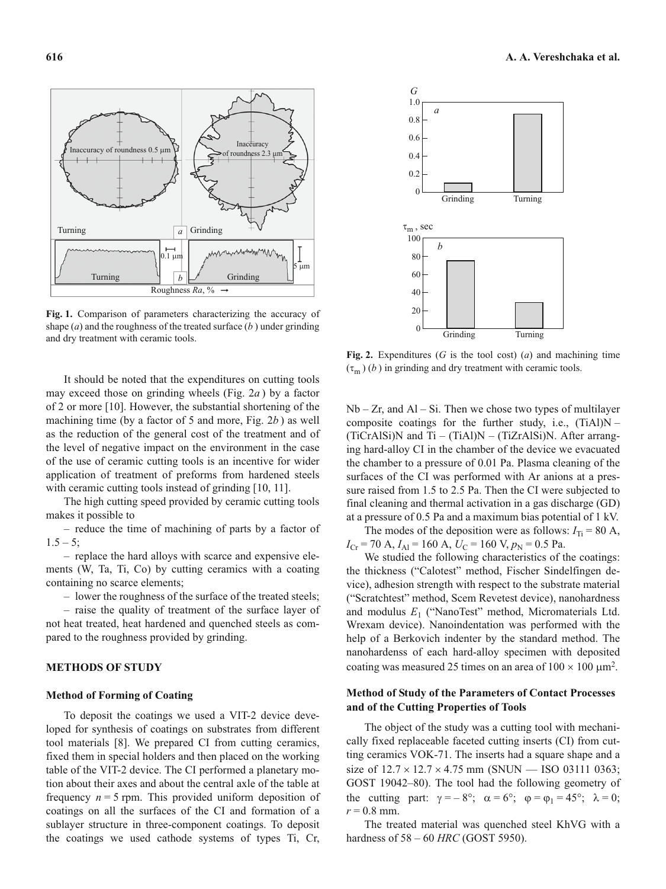Fig. 1. Comparison of parameters characterizing the accuracy of shape (*a*) and the roughness of the treated surface (*b*) under grinding and dry treatment with ceramic tools.

Fig. 2. Expenditures (*G* is the tool cost) (*a*) and machining time ($\tau_m$) (*b*) in grinding and dry treatment with ceramic tools.

It should be noted that the expenditures on cutting tools may exceed those on grinding wheels (Fig. 2*a*) by a factor of 2 or more [10]. However, the substantial shortening of the machining time (by a factor of 5 and more, Fig. 2*b*) as well as the reduction of the general cost of the treatment and of the level of negative impact on the environment in the case of the use of ceramic cutting tools is an incentive for wider application of treatment of preforms from hardened steels with ceramic cutting tools instead of grinding [10, 11].

The high cutting speed provided by ceramic cutting tools makes it possible to

– reduce the time of machining of parts by a factor of 1.5 – 5;

– replace the hard alloys with scarce and expensive elements (W, Ta, Ti, Co) by cutting ceramics with a coating containing no scarce elements;

– lower the roughness of the surface of the treated steels;

– raise the quality of treatment of the surface layer of not heat treated, heat hardened and quenched steels as compared to the roughness provided by grinding.

## METHODS OF STUDY

### Method of Forming of Coating

To deposit the coatings we used a VIT-2 device developed for synthesis of coatings on substrates from different tool materials [8]. We prepared CI from cutting ceramics, fixed them in special holders and then placed on the working table of the VIT-2 device. The CI performed a planetary motion about their axes and about the central axle of the table at frequency $n = 5$ rpm. This provided uniform deposition of coatings on all the surfaces of the CI and formation of a sublayer structure in three-component coatings. To deposit the coatings we used cathode systems of types Ti, Cr, Nb – Zr, and Al – Si. Then we chose two types of multilayer composite coatings for the further study, i.e., (TiAl)N – (TiCrAlSi)N and Ti – (TiAl)N – (TiZrAlSi)N. After arranging hard-alloy CI in the chamber of the device we evacuated the chamber to a pressure of 0.01 Pa. Plasma cleaning of the surfaces of the CI was performed with Ar anions at a pressure raised from 1.5 to 2.5 Pa. Then the CI were subjected to final cleaning and thermal activation in a gas discharge (GD) at a pressure of 0.5 Pa and a maximum bias potential of 1 kV.

The modes of the deposition were as follows: $I_{Ti} = 80$ A, $I_{Cr} = 70$ A, $I_{Al} = 160$ A, $U_C = 160$ V, $p_N = 0.5$ Pa.

We studied the following characteristics of the coatings: the thickness ("Calotest" method, Fischer Sindelfingen device), adhesion strength with respect to the substrate material ("Scratchtest" method, Scem Revetest device), nanohardness and modulus $E_1$ ("NanoTest" method, Micromaterials Ltd. Wrexam device). Nanoindentation was performed with the help of a Berkovich indenter by the standard method. The nanohardenss of each hard-alloy specimen with deposited coating was measured 25 times on an area of $100 \times 100$ $\mu m^2$.

### Method of Study of the Parameters of Contact Processes and of the Cutting Properties of Tools

The object of the study was a cutting tool with mechanically fixed replaceable faceted cutting inserts (CI) from cutting ceramics VOK-71. The inserts had a square shape and a size of $12.7 \times 12.7 \times 4.75$ mm (SNUN — ISO 03111 0363; GOST 19042–80). The tool had the following geometry of the cutting part: $\gamma = -8°$; $\alpha = 6°$; $\varphi = \varphi_1 = 45°$; $\lambda = 0$; $r = 0.8$ mm.

The treated material was quenched steel KhVG with a hardness of 58 – 60 *HRC* (GOST 5950).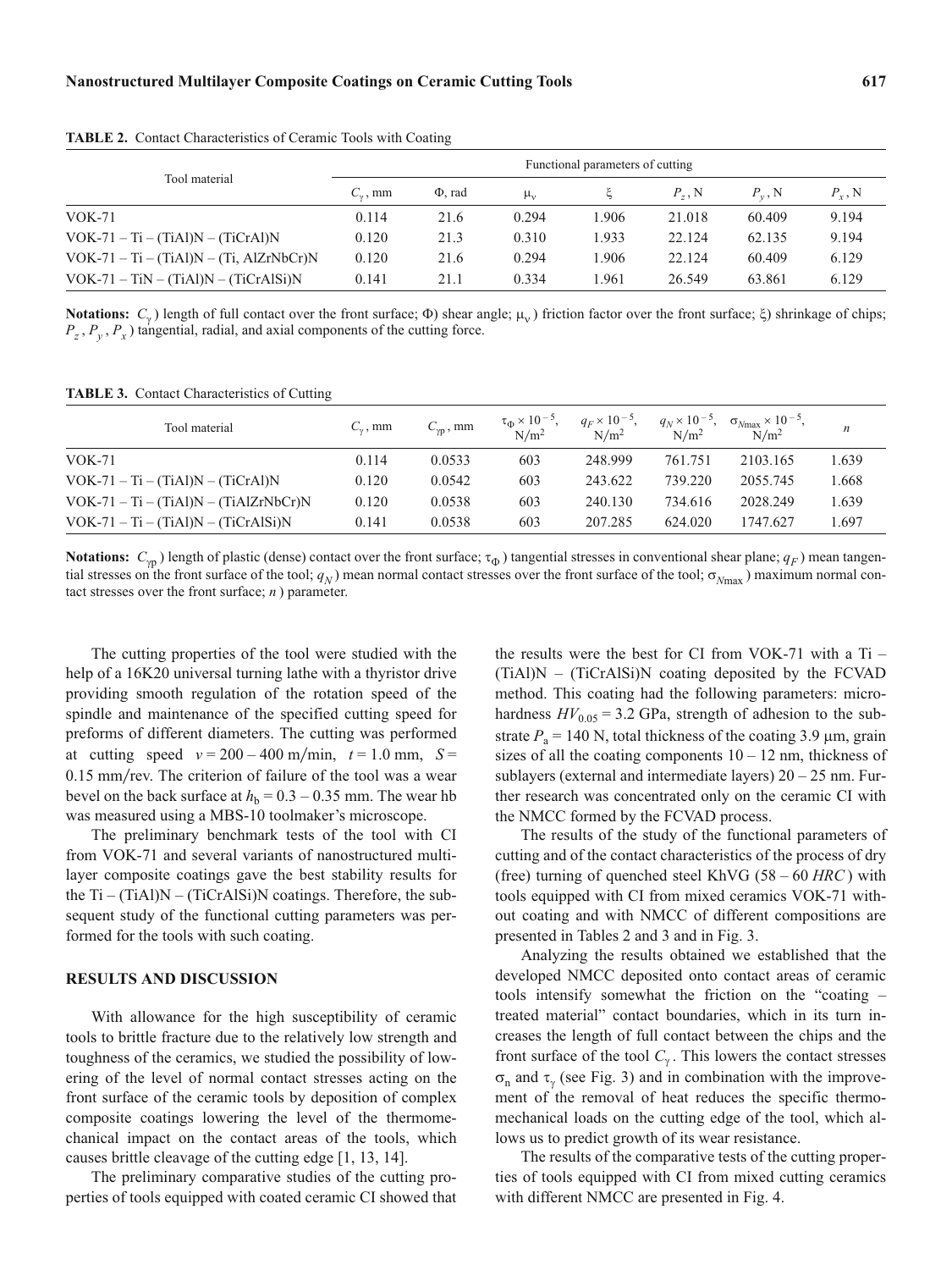**TABLE 2.** Contact Characteristics of Ceramic Tools with Coating

| Tool material | Functional parameters of cutting | | | | | | |
|---|---|---|---|---|---|---|---|
| | $C_\gamma$, mm | $\Phi$, rad | $\mu_\nu$ | $\xi$ | $P_z$, N | $P_y$, N | $P_x$, N |
| VOK-71 | 0.114 | 21.6 | 0.294 | 1.906 | 21.018 | 60.409 | 9.194 |
| VOK-71 – Ti – (TiAl)N – (TiCrAl)N | 0.120 | 21.3 | 0.310 | 1.933 | 22.124 | 62.135 | 9.194 |
| VOK-71 – Ti – (TiAl)N – (Ti, AlZrNbCr)N | 0.120 | 21.6 | 0.294 | 1.906 | 22.124 | 60.409 | 6.129 |
| VOK-71 – TiN – (TiAl)N – (TiCrAlSi)N | 0.141 | 21.1 | 0.334 | 1.961 | 26.549 | 63.861 | 6.129 |

**Notations:** $C_\gamma$) length of full contact over the front surface; $\Phi$) shear angle; $\mu_\nu$) friction factor over the front surface; $\xi$) shrinkage of chips; $P_z$, $P_y$, $P_x$) tangential, radial, and axial components of the cutting force.

**TABLE 3.** Contact Characteristics of Cutting

| Tool material | $C_\gamma$, mm | $C_{\gamma p}$, mm | $\tau_\Phi \times 10^{-5}$, N/m$^2$ | $q_F \times 10^{-5}$, N/m$^2$ | $q_N \times 10^{-5}$, N/m$^2$ | $\sigma_{N\max} \times 10^{-5}$, N/m$^2$ | $n$ |
|---|---|---|---|---|---|---|---|
| VOK-71 | 0.114 | 0.0533 | 603 | 248.999 | 761.751 | 2103.165 | 1.639 |
| VOK-71 – Ti – (TiAl)N – (TiCrAl)N | 0.120 | 0.0542 | 603 | 243.622 | 739.220 | 2055.745 | 1.668 |
| VOK-71 – Ti – (TiAl)N – (TiAlZrNbCr)N | 0.120 | 0.0538 | 603 | 240.130 | 734.616 | 2028.249 | 1.639 |
| VOK-71 – Ti – (TiAl)N – (TiCrAlSi)N | 0.141 | 0.0538 | 603 | 207.285 | 624.020 | 1747.627 | 1.697 |

**Notations:** $C_{\gamma p}$) length of plastic (dense) contact over the front surface; $\tau_\Phi$) tangential stresses in conventional shear plane; $q_F$) mean tangential stresses on the front surface of the tool; $q_N$) mean normal contact stresses over the front surface of the tool; $\sigma_{N\max}$) maximum normal contact stresses over the front surface; $n$) parameter.

The cutting properties of the tool were studied with the help of a 16K20 universal turning lathe with a thyristor drive providing smooth regulation of the rotation speed of the spindle and maintenance of the specified cutting speed for preforms of different diameters. The cutting was performed at cutting speed $v = 200 - 400$ m/min, $t = 1.0$ mm, $S = 0.15$ mm/rev. The criterion of failure of the tool was a wear bevel on the back surface at $h_b = 0.3 - 0.35$ mm. The wear hb was measured using a MBS-10 toolmaker's microscope.

The preliminary benchmark tests of the tool with CI from VOK-71 and several variants of nanostructured multilayer composite coatings gave the best stability results for the Ti – (TiAl)N – (TiCrAlSi)N coatings. Therefore, the subsequent study of the functional cutting parameters was performed for the tools with such coating.

## RESULTS AND DISCUSSION

With allowance for the high susceptibility of ceramic tools to brittle fracture due to the relatively low strength and toughness of the ceramics, we studied the possibility of lowering of the level of normal contact stresses acting on the front surface of the ceramic tools by deposition of complex composite coatings lowering the level of the thermomechanical impact on the contact areas of the tools, which causes brittle cleavage of the cutting edge [1, 13, 14].

The preliminary comparative studies of the cutting properties of tools equipped with coated ceramic CI showed that the results were the best for CI from VOK-71 with a Ti – (TiAl)N – (TiCrAlSi)N coating deposited by the FCVAD method. This coating had the following parameters: microhardness $HV_{0.05} = 3.2$ GPa, strength of adhesion to the substrate $P_a = 140$ N, total thickness of the coating 3.9 μm, grain sizes of all the coating components 10 – 12 nm, thickness of sublayers (external and intermediate layers) 20 – 25 nm. Further research was concentrated only on the ceramic CI with the NMCC formed by the FCVAD process.

The results of the study of the functional parameters of cutting and of the contact characteristics of the process of dry (free) turning of quenched steel KhVG (58 – 60 *HRC*) with tools equipped with CI from mixed ceramics VOK-71 without coating and with NMCC of different compositions are presented in Tables 2 and 3 and in Fig. 3.

Analyzing the results obtained we established that the developed NMCC deposited onto contact areas of ceramic tools intensify somewhat the friction on the "coating – treated material" contact boundaries, which in its turn increases the length of full contact between the chips and the front surface of the tool $C_\gamma$. This lowers the contact stresses $\sigma_n$ and $\tau_\gamma$ (see Fig. 3) and in combination with the improvement of the removal of heat reduces the specific thermomechanical loads on the cutting edge of the tool, which allows us to predict growth of its wear resistance.

The results of the comparative tests of the cutting properties of tools equipped with CI from mixed cutting ceramics with different NMCC are presented in Fig. 4.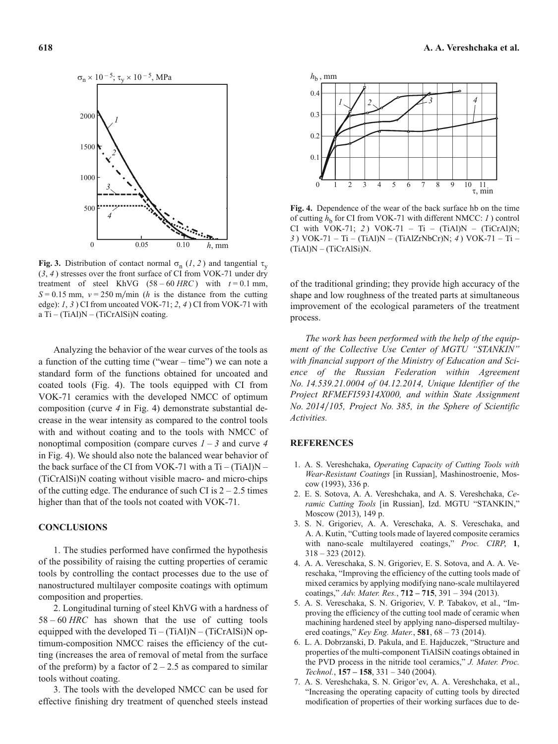**Fig. 3.** Distribution of contact normal $\sigma_n$ (*1*, *2*) and tangential $\tau_y$ (*3*, *4*) stresses over the front surface of CI from VOK-71 under dry treatment of steel KhVG (58 – 60 *HRC*) with $t = 0.1$ mm, $S = 0.15$ mm, $v = 250$ m/min (*h* is the distance from the cutting edge): *1*, *3*) CI from uncoated VOK-71; *2*, *4*) CI from VOK-71 with a Ti – (TiAl)N – (TiCrAlSi)N coating.

Analyzing the behavior of the wear curves of the tools as a function of the cutting time ("wear – time") we can note a standard form of the functions obtained for uncoated and coated tools (Fig. 4). The tools equipped with CI from VOK-71 ceramics with the developed NMCC of optimum composition (curve *4* in Fig. 4) demonstrate substantial decrease in the wear intensity as compared to the control tools with and without coating and to the tools with NMCC of nonoptimal composition (compare curves *1* – *3* and curve *4* in Fig. 4). We should also note the balanced wear behavior of the back surface of the CI from VOK-71 with a Ti – (TiAl)N – (TiCrAlSi)N coating without visible macro- and micro-chips of the cutting edge. The endurance of such CI is 2 – 2.5 times higher than that of the tools not coated with VOK-71.

## CONCLUSIONS

1. The studies performed have confirmed the hypothesis of the possibility of raising the cutting properties of ceramic tools by controlling the contact processes due to the use of nanostructured multilayer composite coatings with optimum composition and properties.

2. Longitudinal turning of steel KhVG with a hardness of 58 – 60 *HRC* has shown that the use of cutting tools equipped with the developed Ti – (TiAl)N – (TiCrAlSi)N optimum-composition NMCC raises the efficiency of the cutting (increases the area of removal of metal from the surface of the preform) by a factor of 2 – 2.5 as compared to similar tools without coating.

3. The tools with the developed NMCC can be used for effective finishing dry treatment of quenched steels instead of the traditional grinding; they provide high accuracy of the shape and low roughness of the treated parts at simultaneous improvement of the ecological parameters of the treatment process.

**Fig. 4.** Dependence of the wear of the back surface hb on the time of cutting $h_b$ for CI from VOK-71 with different NMCC: *1*) control CI with VOK-71; *2*) VOK-71 – Ti – (TiAl)N – (TiCrAl)N; *3*) VOK-71 – Ti – (TiAl)N – (TiAlZrNbCr)N; *4*) VOK-71 – Ti – (TiAl)N – (TiCrAlSi)N.

*The work has been performed with the help of the equipment of the Collective Use Center of MGTU "STANKIN" with financial support of the Ministry of Education and Science of the Russian Federation within Agreement No. 14.539.21.0004 of 04.12.2014, Unique Identifier of the Project RFMEFI59314X000, and within State Assignment No. 2014/105, Project No. 385, in the Sphere of Scientific Activities.*

## REFERENCES

1. A. S. Vereshchaka, *Operating Capacity of Cutting Tools with Wear-Resistant Coatings* [in Russian], Mashinostroenie, Moscow (1993), 336 p.
2. E. S. Sotova, A. A. Vereshchaka, and A. S. Vereshchaka, *Ceramic Cutting Tools* [in Russian], Izd. MGTU "STANKIN," Moscow (2013), 149 p.
3. S. N. Grigoriev, A. A. Vereschaka, A. S. Vereschaka, and A. A. Kutin, "Cutting tools made of layered composite ceramics with nano-scale multilayered coatings," *Proc. CIRP*, **1**, 318 – 323 (2012).
4. A. A. Vereschaka, S. N. Grigoriev, E. S. Sotova, and A. A. Vereschaka, "Improving the efficiency of the cutting tools made of mixed ceramics by applying modifying nano-scale multilayered coatings," *Adv. Mater. Res.*, **712 – 715**, 391 – 394 (2013).
5. A. S. Vereschaka, S. N. Grigoriev, V. P. Tabakov, et al., "Improving the efficiency of the cutting tool made of ceramic when machining hardened steel by applying nano-dispersed multilayered coatings," *Key Eng. Mater.*, **581**, 68 – 73 (2014).
6. L. A. Dobrzanski, D. Pakula, and E. Hajduczek, "Structure and properties of the multi-component TiAlSiN coatings obtained in the PVD process in the nitride tool ceramics," *J. Mater. Proc. Technol.*, **157 – 158**, 331 – 340 (2004).
7. A. S. Vereshchaka, S. N. Grigor'ev, A. A. Vereshchaka, et al., "Increasing the operating capacity of cutting tools by directed modification of properties of their working surfaces due to de-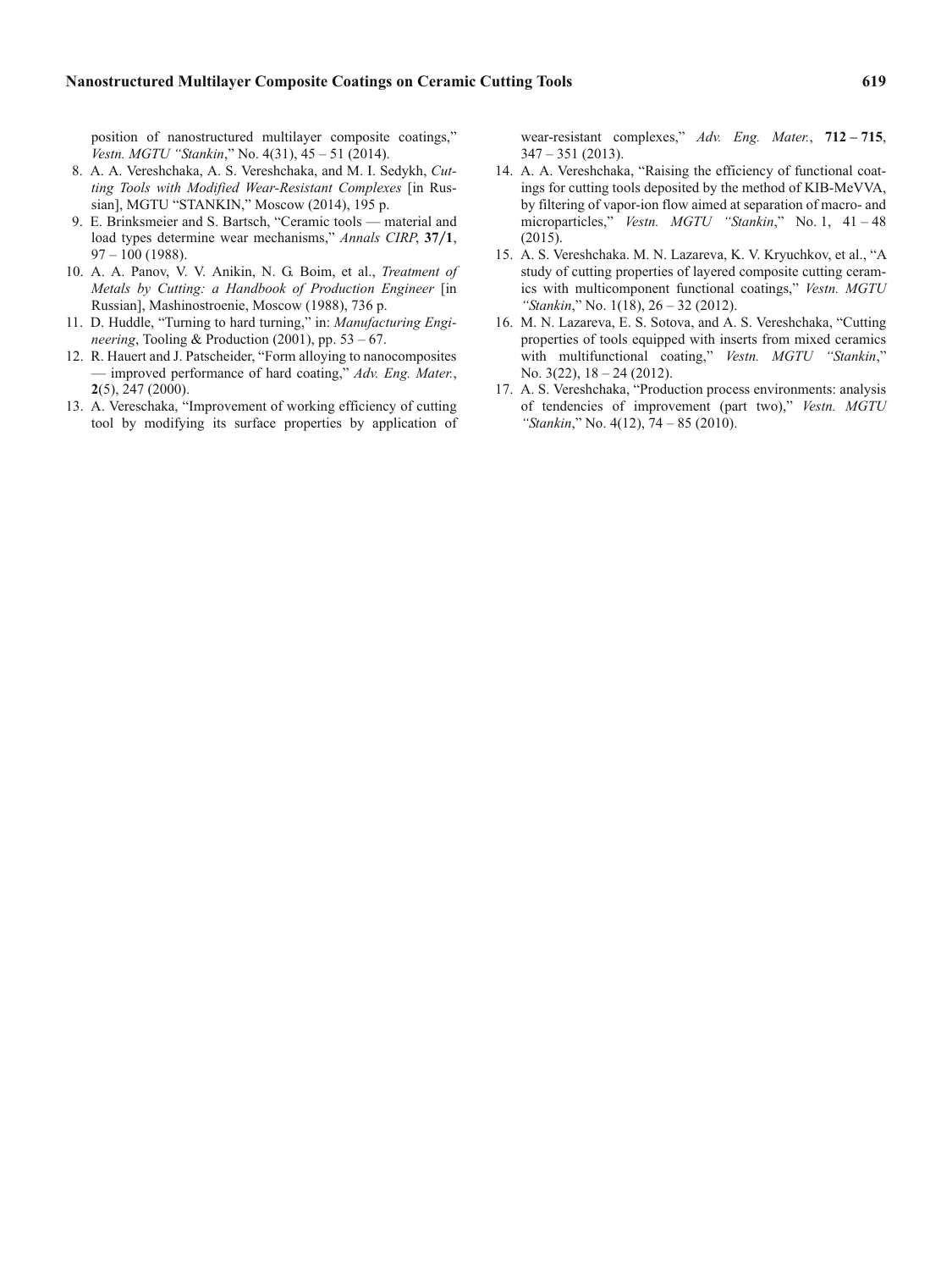position of nanostructured multilayer composite coatings," *Vestn. MGTU "Stankin*," No. 4(31), 45 – 51 (2014).

8. A. A. Vereshchaka, A. S. Vereshchaka, and M. I. Sedykh, *Cutting Tools with Modified Wear-Resistant Complexes* [in Russian], MGTU "STANKIN," Moscow (2014), 195 p.
9. E. Brinksmeier and S. Bartsch, "Ceramic tools — material and load types determine wear mechanisms," *Annals CIRP*, **37/1**, 97 – 100 (1988).
10. A. A. Panov, V. V. Anikin, N. G. Boim, et al., *Treatment of Metals by Cutting: a Handbook of Production Engineer* [in Russian], Mashinostroenie, Moscow (1988), 736 p.
11. D. Huddle, "Turning to hard turning," in: *Manufacturing Engineering*, Tooling & Production (2001), pp. 53 – 67.
12. R. Hauert and J. Patscheider, "Form alloying to nanocomposites — improved performance of hard coating," *Adv. Eng. Mater.*, **2**(5), 247 (2000).
13. A. Vereschaka, "Improvement of working efficiency of cutting tool by modifying its surface properties by application of wear-resistant complexes," *Adv. Eng. Mater.*, **712 – 715**, 347 – 351 (2013).
14. A. A. Vereshchaka, "Raising the efficiency of functional coatings for cutting tools deposited by the method of KIB-MeVVA, by filtering of vapor-ion flow aimed at separation of macro- and microparticles," *Vestn. MGTU "Stankin*," No. 1, 41 – 48 (2015).
15. A. S. Vereshchaka. M. N. Lazareva, K. V. Kryuchkov, et al., "A study of cutting properties of layered composite cutting ceramics with multicomponent functional coatings," *Vestn. MGTU "Stankin*," No. 1(18), 26 – 32 (2012).
16. M. N. Lazareva, E. S. Sotova, and A. S. Vereshchaka, "Cutting properties of tools equipped with inserts from mixed ceramics with multifunctional coating," *Vestn. MGTU "Stankin*," No. 3(22), 18 – 24 (2012).
17. A. S. Vereshchaka, "Production process environments: analysis of tendencies of improvement (part two)," *Vestn. MGTU "Stankin*," No. 4(12), 74 – 85 (2010).